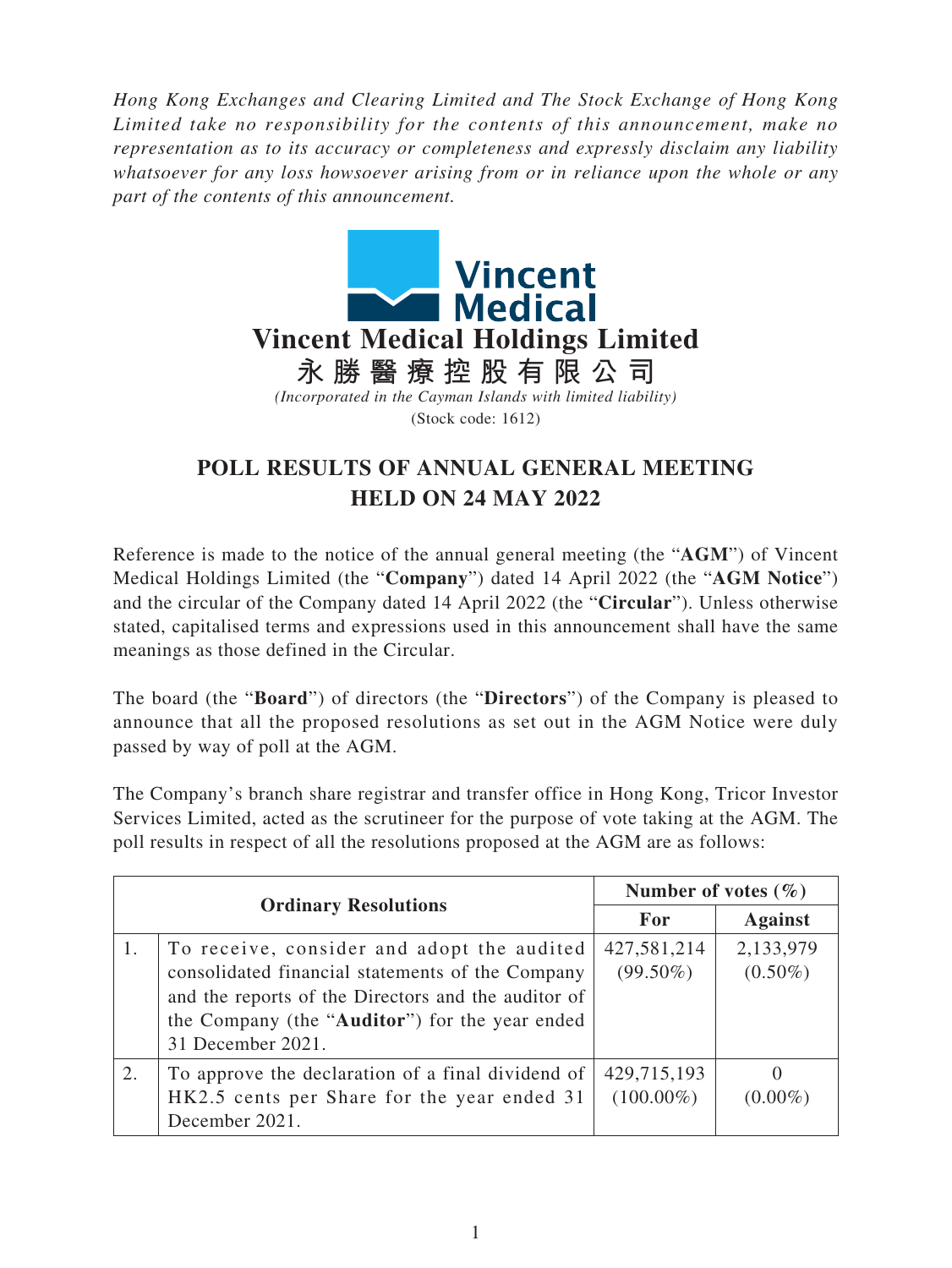*Hong Kong Exchanges and Clearing Limited and The Stock Exchange of Hong Kong Limited take no responsibility for the contents of this announcement, make no representation as to its accuracy or completeness and expressly disclaim any liability whatsoever for any loss howsoever arising from or in reliance upon the whole or any part of the contents of this announcement.*

**Vincent Medical Holdings Limited**

**永勝醫療控股有限公司**

*(Incorporated in the Cayman Islands with limited liability)*

(Stock code: 1612)

# POLL RESULTS OF ANNUAL GENERAL MEETING HELD ON 24 MAY 2022

Reference is made to the notice of the annual general meeting (the "**AGM**") of Vincent Medical Holdings Limited (the "**Company**") dated 14 April 2022 (the "**AGM Notice**") and the circular of the Company dated 14 April 2022 (the "**Circular**"). Unless otherwise stated, capitalised terms and expressions used in this announcement shall have the same meanings as those defined in the Circular.

The board (the "**Board**") of directors (the "**Directors**") of the Company is pleased to announce that all the proposed resolutions as set out in the AGM Notice were duly passed by way of poll at the AGM.

The Company's branch share registrar and transfer office in Hong Kong, Tricor Investor Services Limited, acted as the scrutineer for the purpose of vote taking at the AGM. The poll results in respect of all the resolutions proposed at the AGM are as follows:

| **Ordinary Resolutions** | | **Number of votes (%)** | |
|---|---|---|---|
| | | **For** | **Against** |
| 1. | To receive, consider and adopt the audited consolidated financial statements of the Company and the reports of the Directors and the auditor of the Company (the "**Auditor**") for the year ended 31 December 2021. | 427,581,214 (99.50%) | 2,133,979 (0.50%) |
| 2. | To approve the declaration of a final dividend of HK2.5 cents per Share for the year ended 31 December 2021. | 429,715,193 (100.00%) | 0 (0.00%) |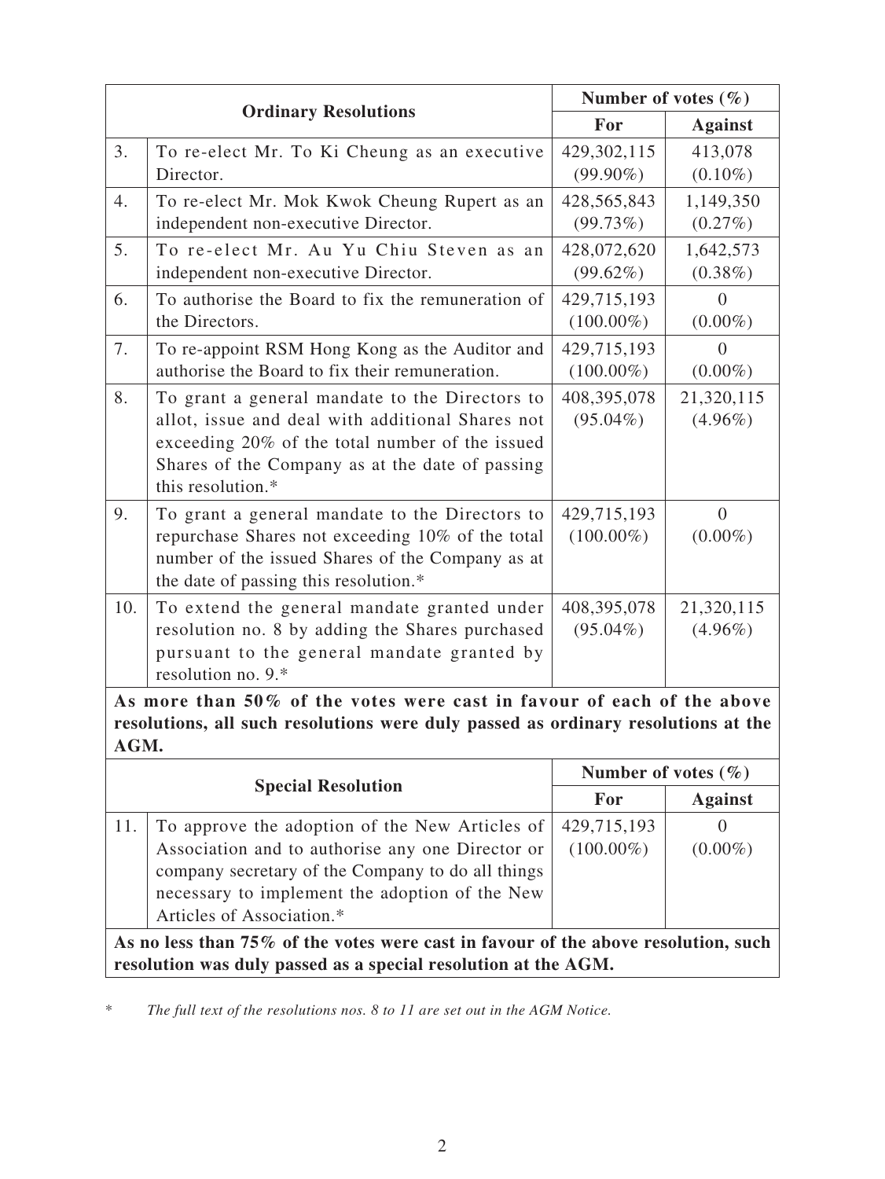| Ordinary Resolutions | | Number of votes (%) | |
|---|---|---|---|
| | | **For** | **Against** |
| 3. | To re-elect Mr. To Ki Cheung as an executive Director. | 429,302,115 (99.90%) | 413,078 (0.10%) |
| 4. | To re-elect Mr. Mok Kwok Cheung Rupert as an independent non-executive Director. | 428,565,843 (99.73%) | 1,149,350 (0.27%) |
| 5. | To re-elect Mr. Au Yu Chiu Steven as an independent non-executive Director. | 428,072,620 (99.62%) | 1,642,573 (0.38%) |
| 6. | To authorise the Board to fix the remuneration of the Directors. | 429,715,193 (100.00%) | 0 (0.00%) |
| 7. | To re-appoint RSM Hong Kong as the Auditor and authorise the Board to fix their remuneration. | 429,715,193 (100.00%) | 0 (0.00%) |
| 8. | To grant a general mandate to the Directors to allot, issue and deal with additional Shares not exceeding 20% of the total number of the issued Shares of the Company as at the date of passing this resolution.* | 408,395,078 (95.04%) | 21,320,115 (4.96%) |
| 9. | To grant a general mandate to the Directors to repurchase Shares not exceeding 10% of the total number of the issued Shares of the Company as at the date of passing this resolution.* | 429,715,193 (100.00%) | 0 (0.00%) |
| 10. | To extend the general mandate granted under resolution no. 8 by adding the Shares purchased pursuant to the general mandate granted by resolution no. 9.* | 408,395,078 (95.04%) | 21,320,115 (4.96%) |
| **As more than 50% of the votes were cast in favour of each of the above resolutions, all such resolutions were duly passed as ordinary resolutions at the AGM.** | | | |

| Special Resolution | | Number of votes (%) | |
|---|---|---|---|
| | | **For** | **Against** |
| 11. | To approve the adoption of the New Articles of Association and to authorise any one Director or company secretary of the Company to do all things necessary to implement the adoption of the New Articles of Association.* | 429,715,193 (100.00%) | 0 (0.00%) |
| **As no less than 75% of the votes were cast in favour of the above resolution, such resolution was duly passed as a special resolution at the AGM.** | | | |

\* *The full text of the resolutions nos. 8 to 11 are set out in the AGM Notice.*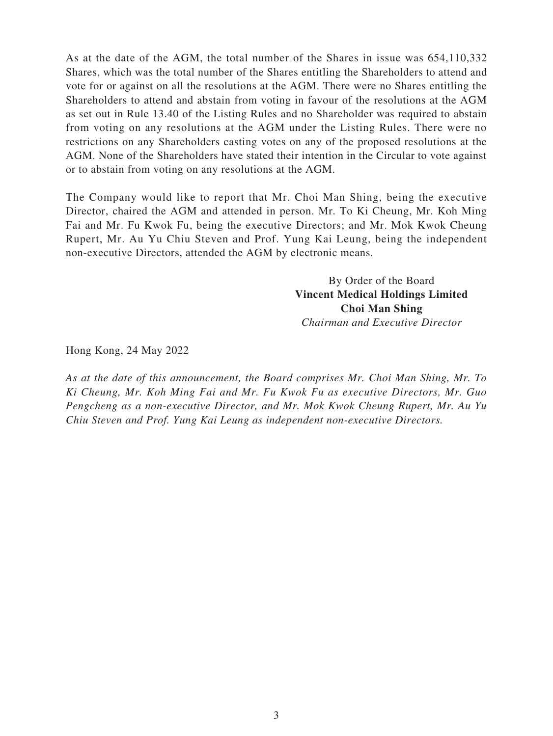As at the date of the AGM, the total number of the Shares in issue was 654,110,332 Shares, which was the total number of the Shares entitling the Shareholders to attend and vote for or against on all the resolutions at the AGM. There were no Shares entitling the Shareholders to attend and abstain from voting in favour of the resolutions at the AGM as set out in Rule 13.40 of the Listing Rules and no Shareholder was required to abstain from voting on any resolutions at the AGM under the Listing Rules. There were no restrictions on any Shareholders casting votes on any of the proposed resolutions at the AGM. None of the Shareholders have stated their intention in the Circular to vote against or to abstain from voting on any resolutions at the AGM.

The Company would like to report that Mr. Choi Man Shing, being the executive Director, chaired the AGM and attended in person. Mr. To Ki Cheung, Mr. Koh Ming Fai and Mr. Fu Kwok Fu, being the executive Directors; and Mr. Mok Kwok Cheung Rupert, Mr. Au Yu Chiu Steven and Prof. Yung Kai Leung, being the independent non-executive Directors, attended the AGM by electronic means.

By Order of the Board
**Vincent Medical Holdings Limited**
**Choi Man Shing**
*Chairman and Executive Director*

Hong Kong, 24 May 2022

*As at the date of this announcement, the Board comprises Mr. Choi Man Shing, Mr. To Ki Cheung, Mr. Koh Ming Fai and Mr. Fu Kwok Fu as executive Directors, Mr. Guo Pengcheng as a non-executive Director, and Mr. Mok Kwok Cheung Rupert, Mr. Au Yu Chiu Steven and Prof. Yung Kai Leung as independent non-executive Directors.*